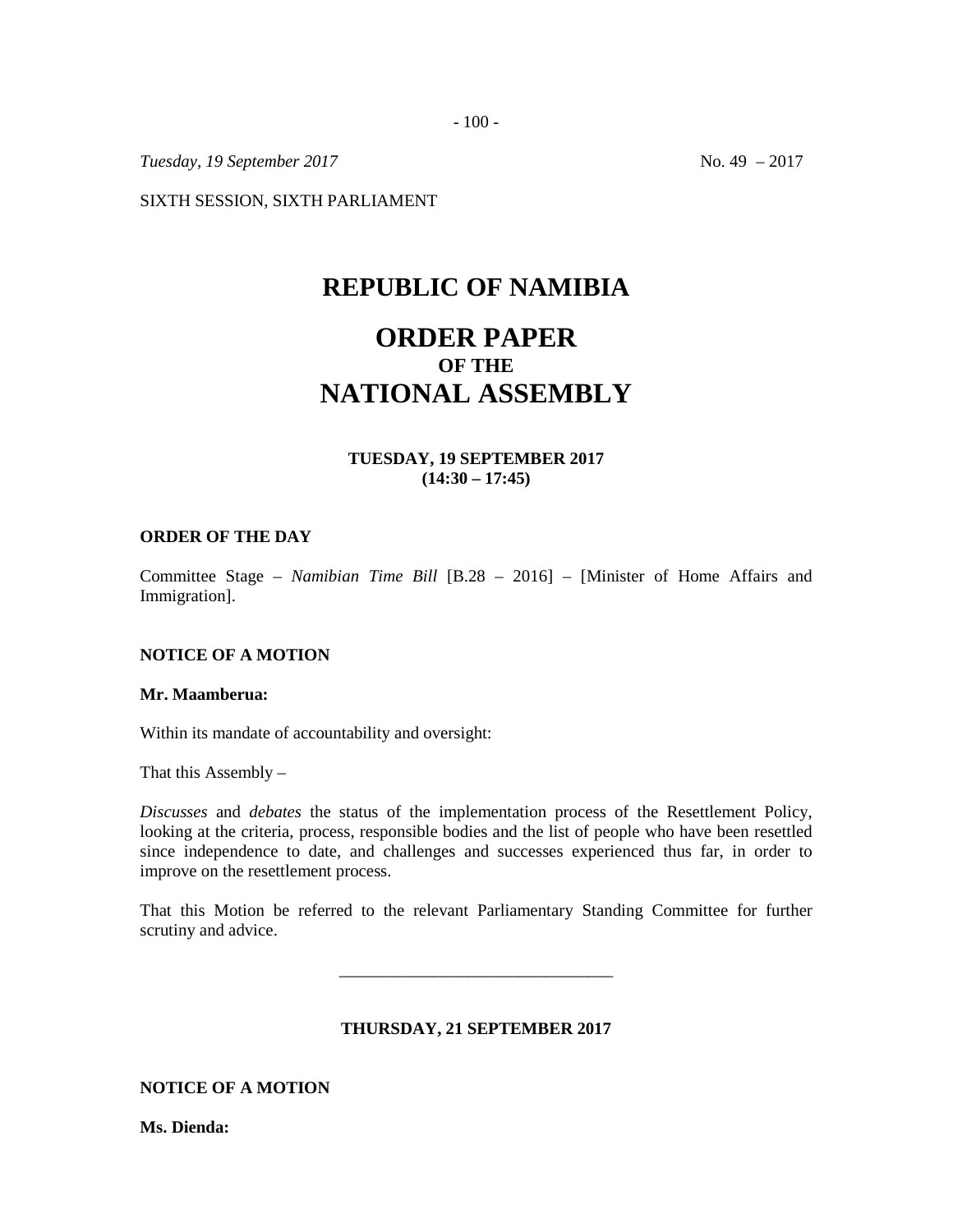*Tuesday, 19 September 2017* No. 49 – 2017

SIXTH SESSION, SIXTH PARLIAMENT

# REPUBLIC OF NAMIBIA

# ORDER PAPER
## OF THE
# NATIONAL ASSEMBLY

**TUESDAY, 19 SEPTEMBER 2017**
**(14:30 – 17:45)**

**ORDER OF THE DAY**

Committee Stage – *Namibian Time Bill* [B.28 – 2016] – [Minister of Home Affairs and Immigration].

**NOTICE OF A MOTION**

**Mr. Maamberua:**

Within its mandate of accountability and oversight:

That this Assembly –

*Discusses* and *debates* the status of the implementation process of the Resettlement Policy, looking at the criteria, process, responsible bodies and the list of people who have been resettled since independence to date, and challenges and successes experienced thus far, in order to improve on the resettlement process.

That this Motion be referred to the relevant Parliamentary Standing Committee for further scrutiny and advice.

---

**THURSDAY, 21 SEPTEMBER 2017**

**NOTICE OF A MOTION**

**Ms. Dienda:**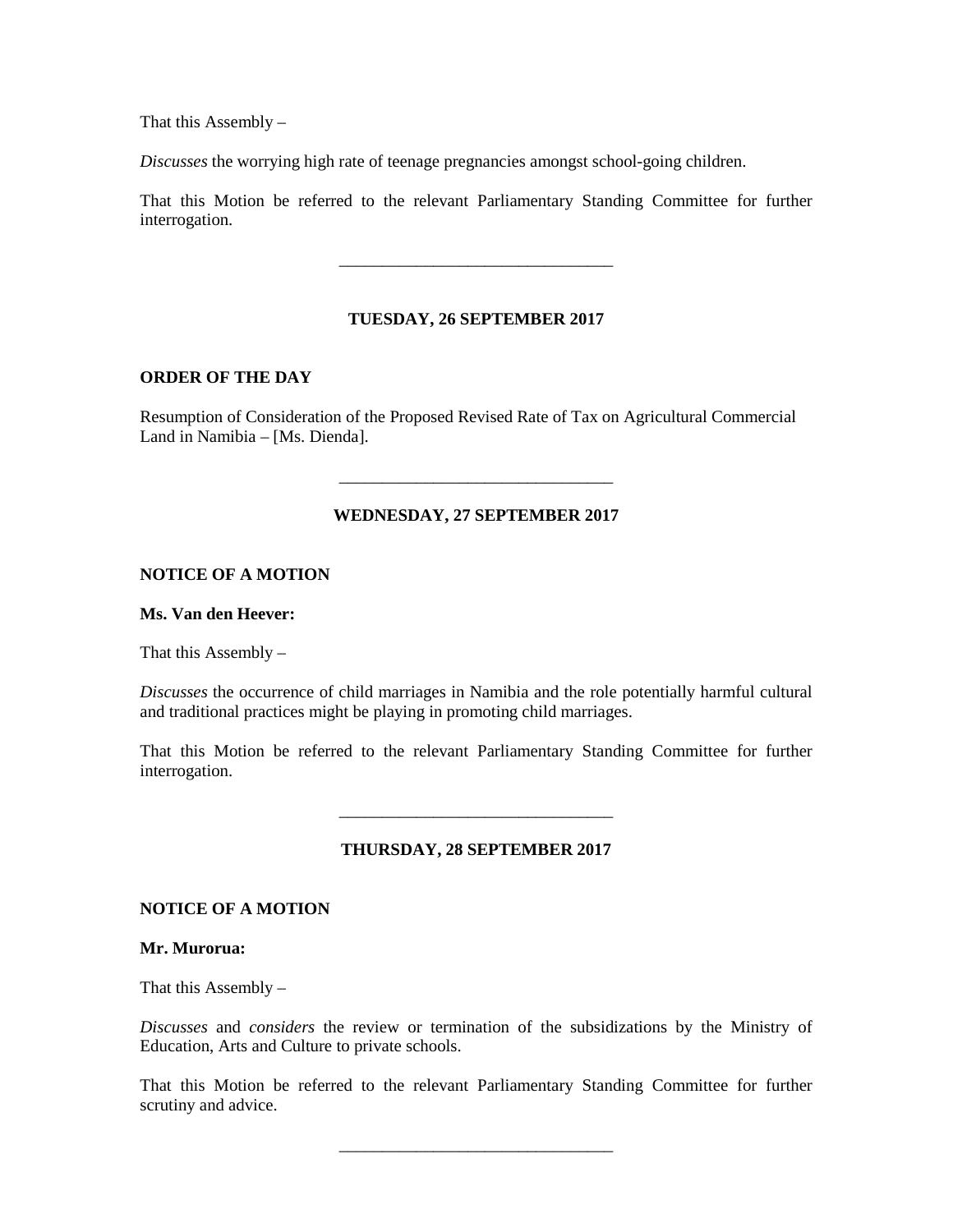That this Assembly –

*Discusses* the worrying high rate of teenage pregnancies amongst school-going children.

That this Motion be referred to the relevant Parliamentary Standing Committee for further interrogation.

---

**TUESDAY, 26 SEPTEMBER 2017**

**ORDER OF THE DAY**

Resumption of Consideration of the Proposed Revised Rate of Tax on Agricultural Commercial Land in Namibia – [Ms. Dienda].

---

**WEDNESDAY, 27 SEPTEMBER 2017**

**NOTICE OF A MOTION**

**Ms. Van den Heever:**

That this Assembly –

*Discusses* the occurrence of child marriages in Namibia and the role potentially harmful cultural and traditional practices might be playing in promoting child marriages.

That this Motion be referred to the relevant Parliamentary Standing Committee for further interrogation.

---

**THURSDAY, 28 SEPTEMBER 2017**

**NOTICE OF A MOTION**

**Mr. Murorua:**

That this Assembly –

*Discusses* and *considers* the review or termination of the subsidizations by the Ministry of Education, Arts and Culture to private schools.

That this Motion be referred to the relevant Parliamentary Standing Committee for further scrutiny and advice.

---